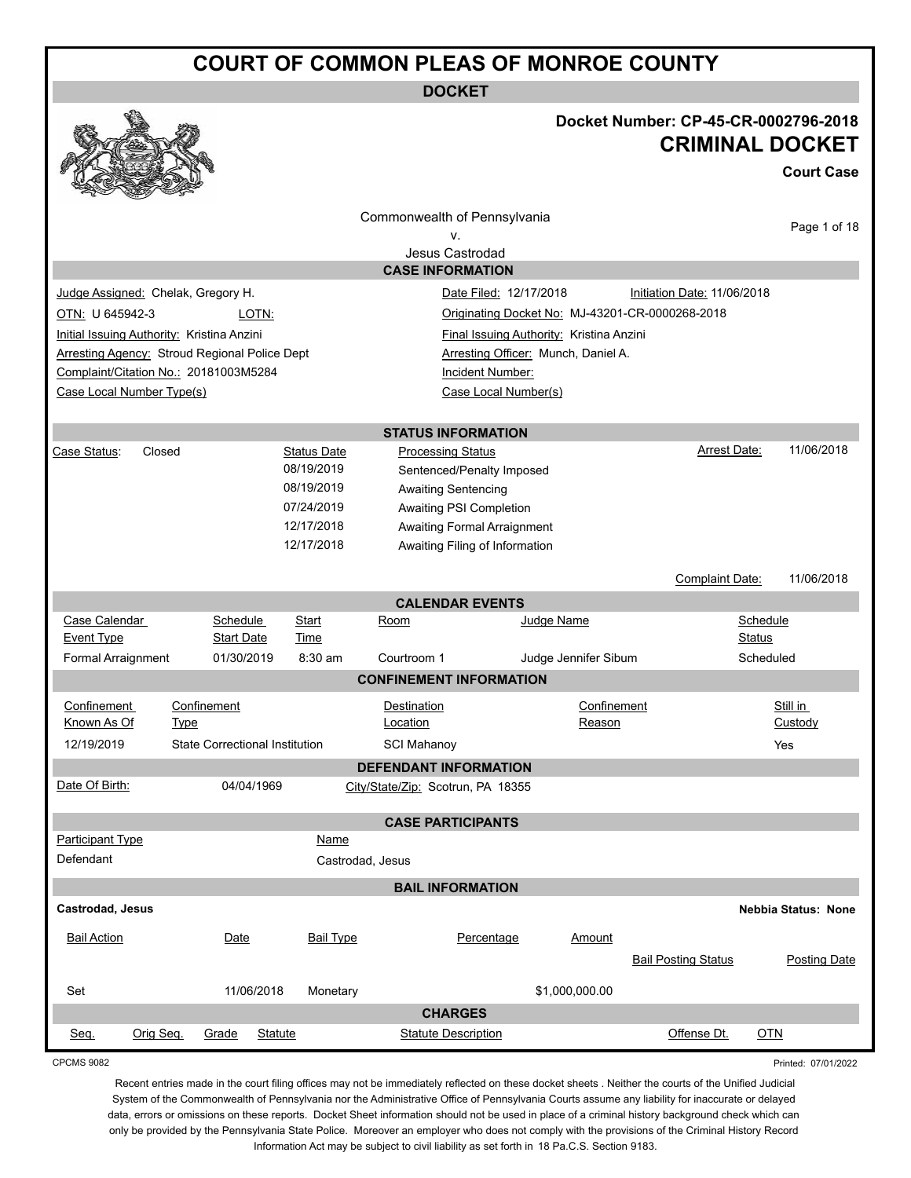# COURT OF COMMON PLEAS OF MONROE COUNTY

## DOCKET

**Docket Number: CP-45-CR-0002796-2018**

**CRIMINAL DOCKET**

**Court Case**

Commonwealth of Pennsylvania
v.
Jesus Castrodad

### CASE INFORMATION

| | | | |
|---|---|---|---|
| Judge Assigned: Chelak, Gregory H. | | Date Filed: 12/17/2018 | Initiation Date: 11/06/2018 |
| OTN: U 645942-3 | LOTN: | Originating Docket No: MJ-43201-CR-0000268-2018 | |
| Initial Issuing Authority: Kristina Anzini | | Final Issuing Authority: Kristina Anzini | |
| Arresting Agency: Stroud Regional Police Dept | | Arresting Officer: Munch, Daniel A. | |
| Complaint/Citation No.: 20181003M5284 | | Incident Number: | |
| Case Local Number Type(s) | | Case Local Number(s) | |

### STATUS INFORMATION

Case Status: Closed

Arrest Date: 11/06/2018

| Status Date | Processing Status |
|---|---|
| 08/19/2019 | Sentenced/Penalty Imposed |
| 08/19/2019 | Awaiting Sentencing |
| 07/24/2019 | Awaiting PSI Completion |
| 12/17/2018 | Awaiting Formal Arraignment |
| 12/17/2018 | Awaiting Filing of Information |

Complaint Date: 11/06/2018

### CALENDAR EVENTS

| Case Calendar Event Type | Schedule Start Date | Start Time | Room | Judge Name | Schedule Status |
|---|---|---|---|---|---|
| Formal Arraignment | 01/30/2019 | 8:30 am | Courtroom 1 | Judge Jennifer Sibum | Scheduled |

### CONFINEMENT INFORMATION

| Confinement Known As Of | Confinement Type | Destination Location | Confinement Reason | Still in Custody |
|---|---|---|---|---|
| 12/19/2019 | State Correctional Institution | SCI Mahanoy | | Yes |

### DEFENDANT INFORMATION

Date Of Birth: 04/04/1969

City/State/Zip: Scotrun, PA 18355

### CASE PARTICIPANTS

| Participant Type | Name |
|---|---|
| Defendant | Castrodad, Jesus |

### BAIL INFORMATION

**Castrodad, Jesus**

**Nebbia Status: None**

| Bail Action | Date | Bail Type | Percentage | Amount | Bail Posting Status | Posting Date |
|---|---|---|---|---|---|---|
| Set | 11/06/2018 | Monetary | | $1,000,000.00 | | |

### CHARGES

| Seq. | Orig Seq. | Grade | Statute | Statute Description | Offense Dt. | OTN |
|---|---|---|---|---|---|---|

CPCMS 9082

Printed: 07/01/2022

Recent entries made in the court filing offices may not be immediately reflected on these docket sheets . Neither the courts of the Unified Judicial System of the Commonwealth of Pennsylvania nor the Administrative Office of Pennsylvania Courts assume any liability for inaccurate or delayed data, errors or omissions on these reports. Docket Sheet information should not be used in place of a criminal history background check which can only be provided by the Pennsylvania State Police. Moreover an employer who does not comply with the provisions of the Criminal History Record Information Act may be subject to civil liability as set forth in 18 Pa.C.S. Section 9183.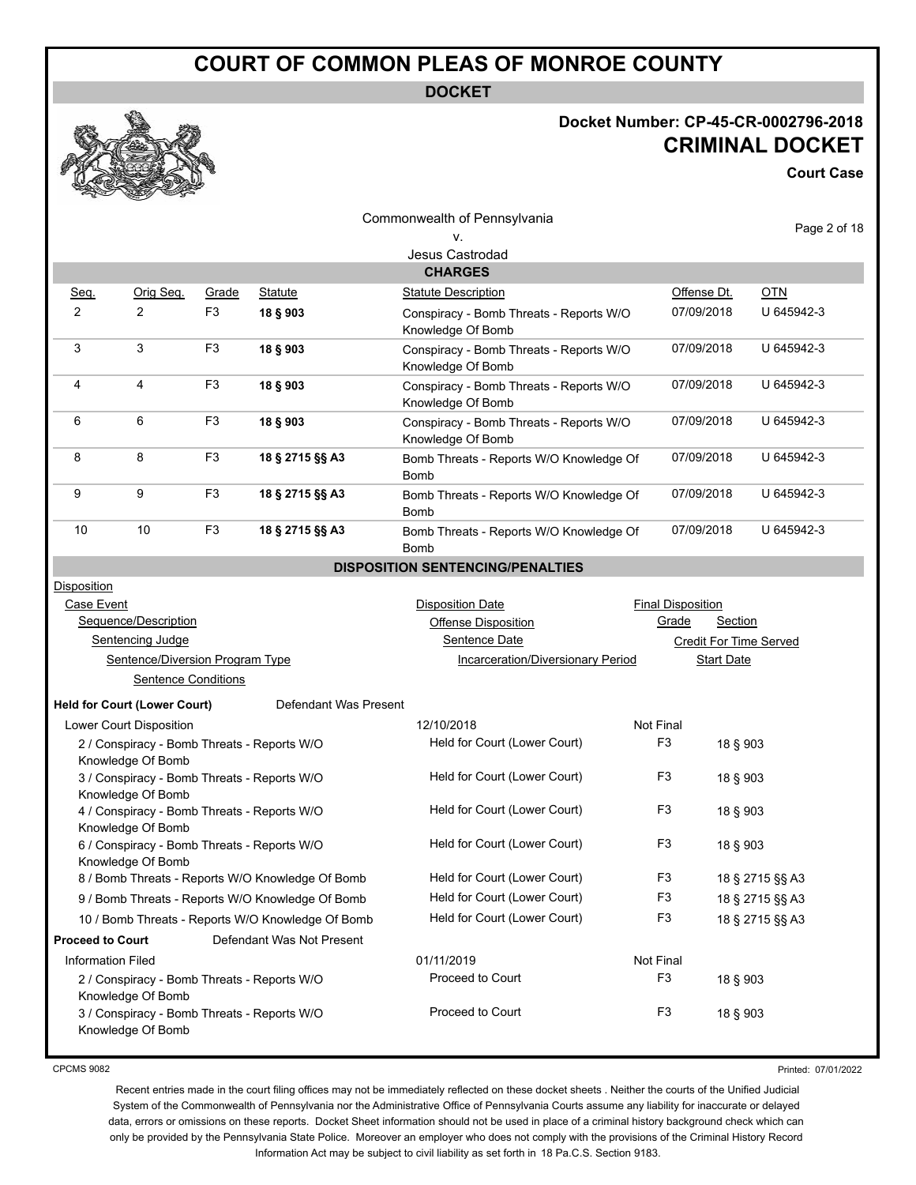# COURT OF COMMON PLEAS OF MONROE COUNTY

**DOCKET**

**Docket Number: CP-45-CR-0002796-2018**

**CRIMINAL DOCKET**

**Court Case**

Commonwealth of Pennsylvania
v.
Jesus Castrodad

## CHARGES

| Seq. | Orig Seq. | Grade | Statute | Statute Description | Offense Dt. | OTN |
|---|---|---|---|---|---|---|
| 2 | 2 | F3 | **18 § 903** | Conspiracy - Bomb Threats - Reports W/O Knowledge Of Bomb | 07/09/2018 | U 645942-3 |
| 3 | 3 | F3 | **18 § 903** | Conspiracy - Bomb Threats - Reports W/O Knowledge Of Bomb | 07/09/2018 | U 645942-3 |
| 4 | 4 | F3 | **18 § 903** | Conspiracy - Bomb Threats - Reports W/O Knowledge Of Bomb | 07/09/2018 | U 645942-3 |
| 6 | 6 | F3 | **18 § 903** | Conspiracy - Bomb Threats - Reports W/O Knowledge Of Bomb | 07/09/2018 | U 645942-3 |
| 8 | 8 | F3 | **18 § 2715 §§ A3** | Bomb Threats - Reports W/O Knowledge Of Bomb | 07/09/2018 | U 645942-3 |
| 9 | 9 | F3 | **18 § 2715 §§ A3** | Bomb Threats - Reports W/O Knowledge Of Bomb | 07/09/2018 | U 645942-3 |
| 10 | 10 | F3 | **18 § 2715 §§ A3** | Bomb Threats - Reports W/O Knowledge Of Bomb | 07/09/2018 | U 645942-3 |

## DISPOSITION SENTENCING/PENALTIES

Disposition
- Case Event
  - Sequence/Description
    - Sentencing Judge
      - Sentence/Diversion Program Type
        - Sentence Conditions

Disposition Date / Offense Disposition / Sentence Date / Incarceration/Diversionary Period

Final Disposition / Grade / Section / Credit For Time Served / Start Date

**Held for Court (Lower Court)** — Defendant Was Present

| Lower Court Disposition | 12/10/2018 | Not Final | |
|---|---|---|---|
| 2 / Conspiracy - Bomb Threats - Reports W/O Knowledge Of Bomb | Held for Court (Lower Court) | F3 | 18 § 903 |
| 3 / Conspiracy - Bomb Threats - Reports W/O Knowledge Of Bomb | Held for Court (Lower Court) | F3 | 18 § 903 |
| 4 / Conspiracy - Bomb Threats - Reports W/O Knowledge Of Bomb | Held for Court (Lower Court) | F3 | 18 § 903 |
| 6 / Conspiracy - Bomb Threats - Reports W/O Knowledge Of Bomb | Held for Court (Lower Court) | F3 | 18 § 903 |
| 8 / Bomb Threats - Reports W/O Knowledge Of Bomb | Held for Court (Lower Court) | F3 | 18 § 2715 §§ A3 |
| 9 / Bomb Threats - Reports W/O Knowledge Of Bomb | Held for Court (Lower Court) | F3 | 18 § 2715 §§ A3 |
| 10 / Bomb Threats - Reports W/O Knowledge Of Bomb | Held for Court (Lower Court) | F3 | 18 § 2715 §§ A3 |

**Proceed to Court** — Defendant Was Not Present

| Information Filed | 01/11/2019 | Not Final | |
|---|---|---|---|
| 2 / Conspiracy - Bomb Threats - Reports W/O Knowledge Of Bomb | Proceed to Court | F3 | 18 § 903 |
| 3 / Conspiracy - Bomb Threats - Reports W/O Knowledge Of Bomb | Proceed to Court | F3 | 18 § 903 |

CPCMS 9082

Printed: 07/01/2022

Recent entries made in the court filing offices may not be immediately reflected on these docket sheets . Neither the courts of the Unified Judicial System of the Commonwealth of Pennsylvania nor the Administrative Office of Pennsylvania Courts assume any liability for inaccurate or delayed data, errors or omissions on these reports. Docket Sheet information should not be used in place of a criminal history background check which can only be provided by the Pennsylvania State Police. Moreover an employer who does not comply with the provisions of the Criminal History Record Information Act may be subject to civil liability as set forth in 18 Pa.C.S. Section 9183.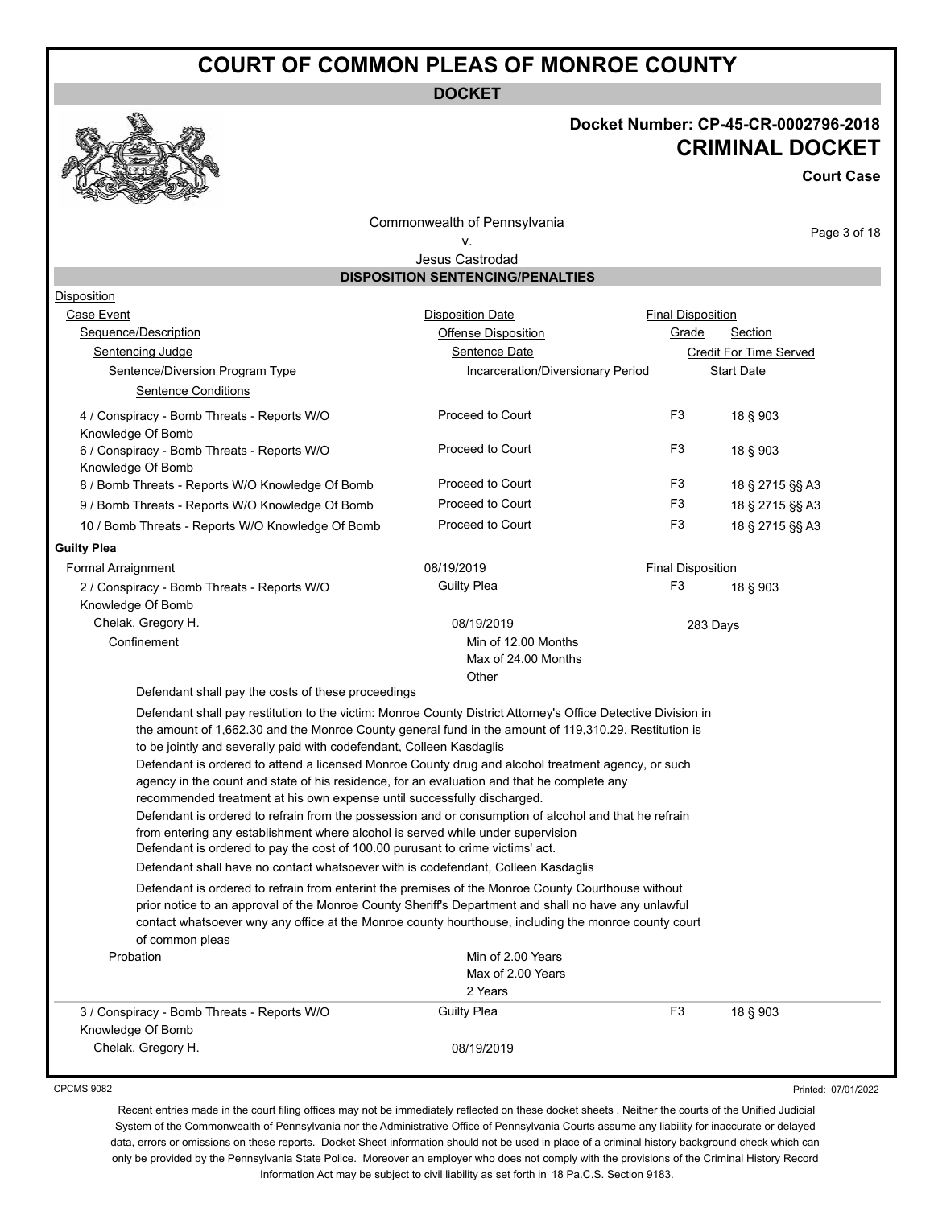# COURT OF COMMON PLEAS OF MONROE COUNTY

**DOCKET**

## Docket Number: CP-45-CR-0002796-2018
## CRITICAL DOCKET
**Court Case**

Commonwealth of Pennsylvania
v.
Jesus Castrodad

### DISPOSITION SENTENCING/PENALTIES

| Disposition | | | |
|---|---|---|---|
| Case Event | Disposition Date | Final Disposition | |
| Sequence/Description | Offense Disposition | Grade | Section |
| Sentencing Judge | Sentence Date | Credit For Time Served | |
| Sentence/Diversion Program Type | Incarceration/Diversionary Period | Start Date | |
| Sentence Conditions | | | |
| 4 / Conspiracy - Bomb Threats - Reports W/O Knowledge Of Bomb | Proceed to Court | F3 | 18 § 903 |
| 6 / Conspiracy - Bomb Threats - Reports W/O Knowledge Of Bomb | Proceed to Court | F3 | 18 § 903 |
| 8 / Bomb Threats - Reports W/O Knowledge Of Bomb | Proceed to Court | F3 | 18 § 2715 §§ A3 |
| 9 / Bomb Threats - Reports W/O Knowledge Of Bomb | Proceed to Court | F3 | 18 § 2715 §§ A3 |
| 10 / Bomb Threats - Reports W/O Knowledge Of Bomb | Proceed to Court | F3 | 18 § 2715 §§ A3 |

**Guilty Plea**

| | | | |
|---|---|---|---|
| Formal Arraignment | 08/19/2019 | Final Disposition | |
| 2 / Conspiracy - Bomb Threats - Reports W/O Knowledge Of Bomb | Guilty Plea | F3 | 18 § 903 |
| Chelak, Gregory H. | 08/19/2019 | 283 Days | |
| Confinement | Min of 12.00 Months<br>Max of 24.00 Months<br>Other | | |

Defendant shall pay the costs of these proceedings

Defendant shall pay restitution to the victim: Monroe County District Attorney's Office Detective Division in the amount of 1,662.30 and the Monroe County general fund in the amount of 119,310.29. Restitution is to be jointly and severally paid with codefendant, Colleen Kasdaglis

Defendant is ordered to attend a licensed Monroe County drug and alcohol treatment agency, or such agency in the count and state of his residence, for an evaluation and that he complete any recommended treatment at his own expense until successfully discharged.

Defendant is ordered to refrain from the possession and or consumption of alcohol and that he refrain from entering any establishment where alcohol is served while under supervision

Defendant is ordered to pay the cost of 100.00 purusant to crime victims' act.

Defendant shall have no contact whatsoever with is codefendant, Colleen Kasdaglis

Defendant is ordered to refrain from enterint the premises of the Monroe County Courthouse without prior notice to an approval of the Monroe County Sheriff's Department and shall no have any unlawful contact whatsoever wny any office at the Monroe county hourthouse, including the monroe county court of common pleas

| | | | |
|---|---|---|---|
| Probation | Min of 2.00 Years<br>Max of 2.00 Years<br>2 Years | | |
| 3 / Conspiracy - Bomb Threats - Reports W/O Knowledge Of Bomb | Guilty Plea | F3 | 18 § 903 |
| Chelak, Gregory H. | 08/19/2019 | | |

CPCMS 9082

Printed: 07/01/2022

Recent entries made in the court filing offices may not be immediately reflected on these docket sheets . Neither the courts of the Unified Judicial System of the Commonwealth of Pennsylvania nor the Administrative Office of Pennsylvania Courts assume any liability for inaccurate or delayed data, errors or omissions on these reports. Docket Sheet information should not be used in place of a criminal history background check which can only be provided by the Pennsylvania State Police. Moreover an employer who does not comply with the provisions of the Criminal History Record Information Act may be subject to civil liability as set forth in 18 Pa.C.S. Section 9183.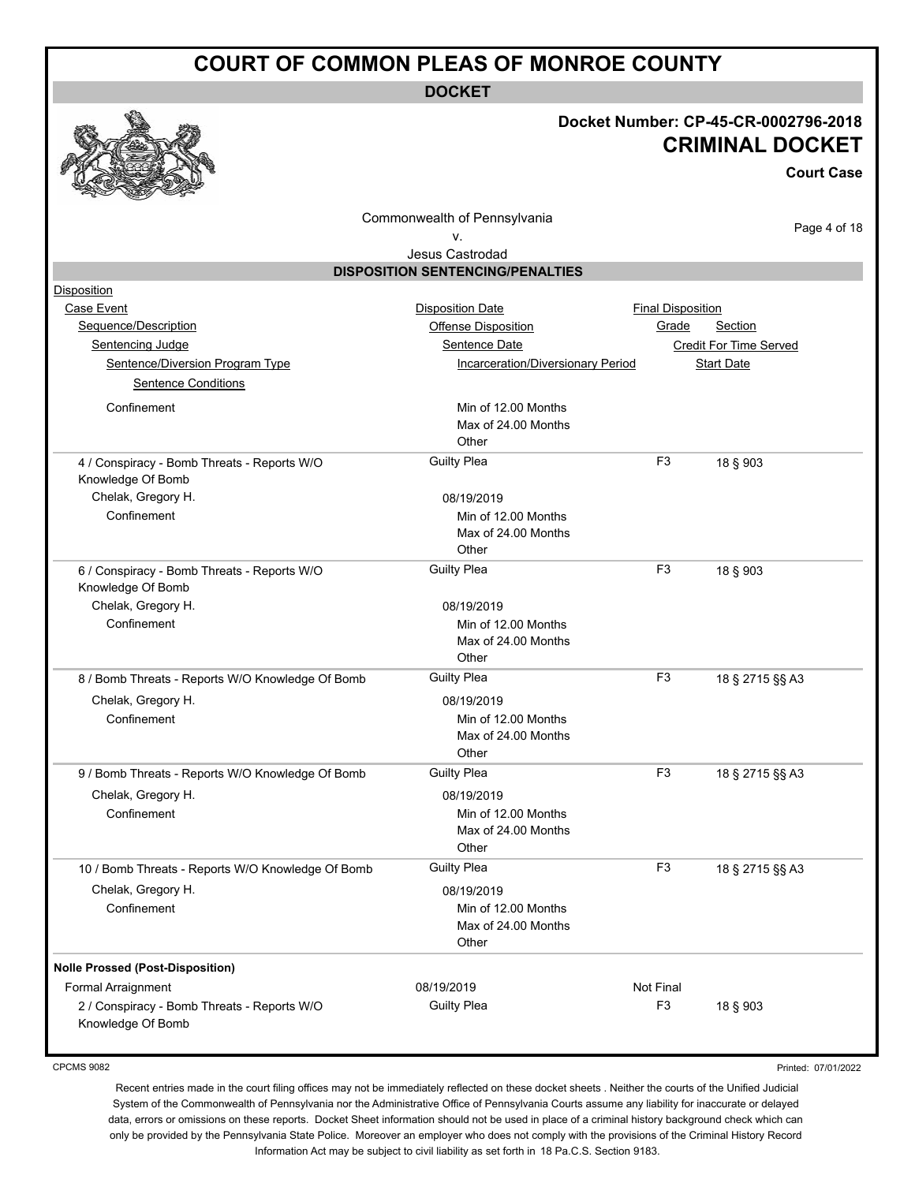# COURT OF COMMON PLEAS OF MONROE COUNTY

**DOCKET**

**Docket Number: CP-45-CR-0002796-2018**

**CRIMINAL DOCKET**

**Court Case**

Commonwealth of Pennsylvania
v.
Jesus Castrodad

## DISPOSITION SENTENCING/PENALTIES

| Disposition | | | | |
|---|---|---|---|---|
| Case Event | Disposition Date | Final Disposition | | |
| Sequence/Description | Offense Disposition | Grade | Section | |
| Sentencing Judge | Sentence Date | Credit For Time Served | | |
| Sentence/Diversion Program Type | Incarceration/Diversionary Period | Start Date | | |
| Sentence Conditions | | | | |
| Confinement | Min of 12.00 Months<br>Max of 24.00 Months<br>Other | | | |
| 4 / Conspiracy - Bomb Threats - Reports W/O Knowledge Of Bomb | Guilty Plea | F3 | 18 § 903 | |
| Chelak, Gregory H. | 08/19/2019 | | | |
| Confinement | Min of 12.00 Months<br>Max of 24.00 Months<br>Other | | | |
| 6 / Conspiracy - Bomb Threats - Reports W/O Knowledge Of Bomb | Guilty Plea | F3 | 18 § 903 | |
| Chelak, Gregory H. | 08/19/2019 | | | |
| Confinement | Min of 12.00 Months<br>Max of 24.00 Months<br>Other | | | |
| 8 / Bomb Threats - Reports W/O Knowledge Of Bomb | Guilty Plea | F3 | 18 § 2715 §§ A3 | |
| Chelak, Gregory H. | 08/19/2019 | | | |
| Confinement | Min of 12.00 Months<br>Max of 24.00 Months<br>Other | | | |
| 9 / Bomb Threats - Reports W/O Knowledge Of Bomb | Guilty Plea | F3 | 18 § 2715 §§ A3 | |
| Chelak, Gregory H. | 08/19/2019 | | | |
| Confinement | Min of 12.00 Months<br>Max of 24.00 Months<br>Other | | | |
| 10 / Bomb Threats - Reports W/O Knowledge Of Bomb | Guilty Plea | F3 | 18 § 2715 §§ A3 | |
| Chelak, Gregory H. | 08/19/2019 | | | |
| Confinement | Min of 12.00 Months<br>Max of 24.00 Months<br>Other | | | |
| **Nolle Prossed (Post-Disposition)** | | | | |
| Formal Arraignment | 08/19/2019 | Not Final | | |
| 2 / Conspiracy - Bomb Threats - Reports W/O Knowledge Of Bomb | Guilty Plea | F3 | 18 § 903 | |

CPCMS 9082

Printed: 07/01/2022

Recent entries made in the court filing offices may not be immediately reflected on these docket sheets . Neither the courts of the Unified Judicial System of the Commonwealth of Pennsylvania nor the Administrative Office of Pennsylvania Courts assume any liability for inaccurate or delayed data, errors or omissions on these reports. Docket Sheet information should not be used in place of a criminal history background check which can only be provided by the Pennsylvania State Police. Moreover an employer who does not comply with the provisions of the Criminal History Record Information Act may be subject to civil liability as set forth in 18 Pa.C.S. Section 9183.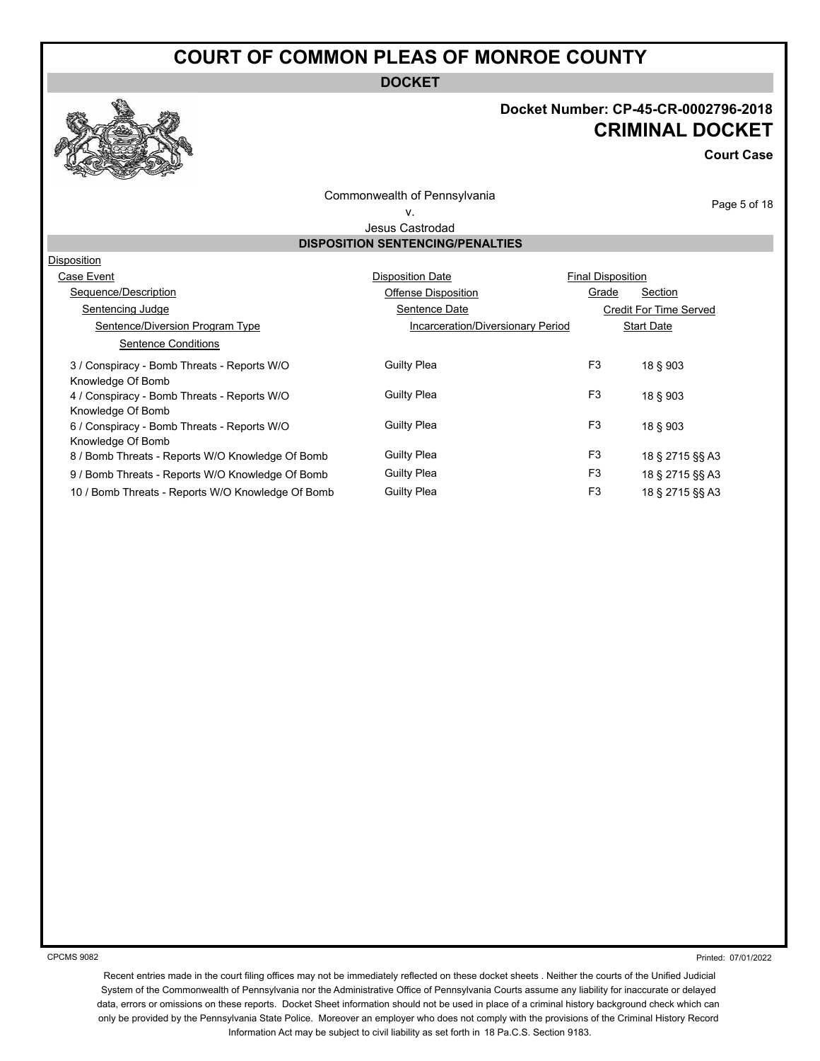# COURT OF COMMON PLEAS OF MONROE COUNTY

**DOCKET**

## Docket Number: CP-45-CR-0002796-2018
## CRIMINAL DOCKET

**Court Case**

Commonwealth of Pennsylvania
v.
Jesus Castrodad

### DISPOSITION SENTENCING/PENALTIES

Disposition
Case Event — Disposition Date — Final Disposition
Sequence/Description — Offense Disposition — Grade — Section
Sentencing Judge — Sentence Date — Credit For Time Served
Sentence/Diversion Program Type — Incarceration/Diversionary Period — Start Date
Sentence Conditions

| Sequence/Description | Offense Disposition | Grade | Section |
|---|---|---|---|
| 3 / Conspiracy - Bomb Threats - Reports W/O Knowledge Of Bomb | Guilty Plea | F3 | 18 § 903 |
| 4 / Conspiracy - Bomb Threats - Reports W/O Knowledge Of Bomb | Guilty Plea | F3 | 18 § 903 |
| 6 / Conspiracy - Bomb Threats - Reports W/O Knowledge Of Bomb | Guilty Plea | F3 | 18 § 903 |
| 8 / Bomb Threats - Reports W/O Knowledge Of Bomb | Guilty Plea | F3 | 18 § 2715 §§ A3 |
| 9 / Bomb Threats - Reports W/O Knowledge Of Bomb | Guilty Plea | F3 | 18 § 2715 §§ A3 |
| 10 / Bomb Threats - Reports W/O Knowledge Of Bomb | Guilty Plea | F3 | 18 § 2715 §§ A3 |

CPCMS 9082

Printed: 07/01/2022

Recent entries made in the court filing offices may not be immediately reflected on these docket sheets . Neither the courts of the Unified Judicial System of the Commonwealth of Pennsylvania nor the Administrative Office of Pennsylvania Courts assume any liability for inaccurate or delayed data, errors or omissions on these reports. Docket Sheet information should not be used in place of a criminal history background check which can only be provided by the Pennsylvania State Police. Moreover an employer who does not comply with the provisions of the Criminal History Record Information Act may be subject to civil liability as set forth in 18 Pa.C.S. Section 9183.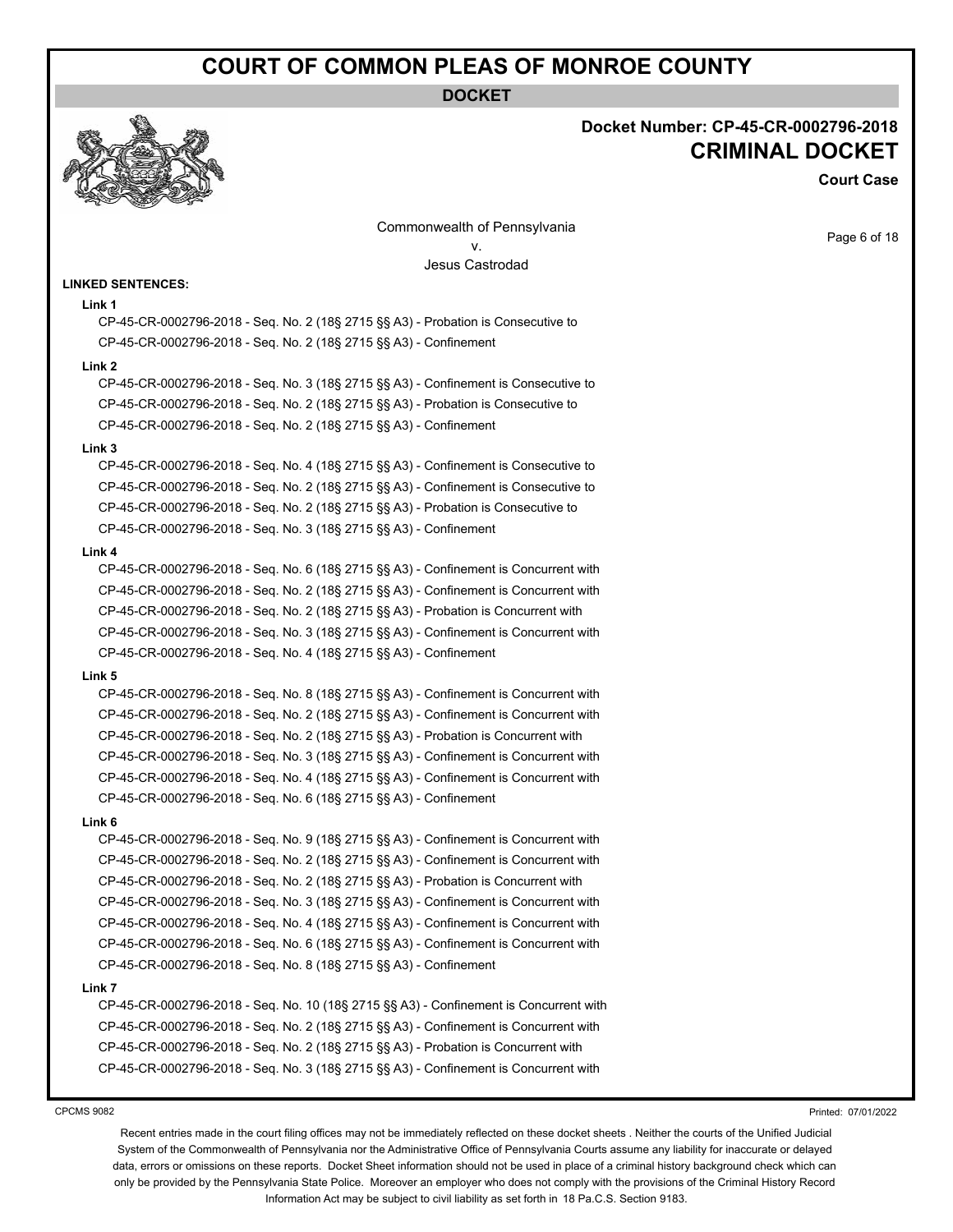# COURT OF COMMON PLEAS OF MONROE COUNTY

**DOCKET**

**Docket Number: CP-45-CR-0002796-2018**
**CRIMINAL DOCKET**
**Court Case**

Commonwealth of Pennsylvania
v.
Jesus Castrodad

**LINKED SENTENCES:**

**Link 1**

CP-45-CR-0002796-2018 - Seq. No. 2 (18§ 2715 §§ A3) - Probation is Consecutive to
CP-45-CR-0002796-2018 - Seq. No. 2 (18§ 2715 §§ A3) - Confinement

**Link 2**

CP-45-CR-0002796-2018 - Seq. No. 3 (18§ 2715 §§ A3) - Confinement is Consecutive to
CP-45-CR-0002796-2018 - Seq. No. 2 (18§ 2715 §§ A3) - Probation is Consecutive to
CP-45-CR-0002796-2018 - Seq. No. 2 (18§ 2715 §§ A3) - Confinement

**Link 3**

CP-45-CR-0002796-2018 - Seq. No. 4 (18§ 2715 §§ A3) - Confinement is Consecutive to
CP-45-CR-0002796-2018 - Seq. No. 2 (18§ 2715 §§ A3) - Confinement is Consecutive to
CP-45-CR-0002796-2018 - Seq. No. 2 (18§ 2715 §§ A3) - Probation is Consecutive to
CP-45-CR-0002796-2018 - Seq. No. 3 (18§ 2715 §§ A3) - Confinement

**Link 4**

CP-45-CR-0002796-2018 - Seq. No. 6 (18§ 2715 §§ A3) - Confinement is Concurrent with
CP-45-CR-0002796-2018 - Seq. No. 2 (18§ 2715 §§ A3) - Confinement is Concurrent with
CP-45-CR-0002796-2018 - Seq. No. 2 (18§ 2715 §§ A3) - Probation is Concurrent with
CP-45-CR-0002796-2018 - Seq. No. 3 (18§ 2715 §§ A3) - Confinement is Concurrent with
CP-45-CR-0002796-2018 - Seq. No. 4 (18§ 2715 §§ A3) - Confinement

**Link 5**

CP-45-CR-0002796-2018 - Seq. No. 8 (18§ 2715 §§ A3) - Confinement is Concurrent with
CP-45-CR-0002796-2018 - Seq. No. 2 (18§ 2715 §§ A3) - Confinement is Concurrent with
CP-45-CR-0002796-2018 - Seq. No. 2 (18§ 2715 §§ A3) - Probation is Concurrent with
CP-45-CR-0002796-2018 - Seq. No. 3 (18§ 2715 §§ A3) - Confinement is Concurrent with
CP-45-CR-0002796-2018 - Seq. No. 4 (18§ 2715 §§ A3) - Confinement is Concurrent with
CP-45-CR-0002796-2018 - Seq. No. 6 (18§ 2715 §§ A3) - Confinement

**Link 6**

CP-45-CR-0002796-2018 - Seq. No. 9 (18§ 2715 §§ A3) - Confinement is Concurrent with
CP-45-CR-0002796-2018 - Seq. No. 2 (18§ 2715 §§ A3) - Confinement is Concurrent with
CP-45-CR-0002796-2018 - Seq. No. 2 (18§ 2715 §§ A3) - Probation is Concurrent with
CP-45-CR-0002796-2018 - Seq. No. 3 (18§ 2715 §§ A3) - Confinement is Concurrent with
CP-45-CR-0002796-2018 - Seq. No. 4 (18§ 2715 §§ A3) - Confinement is Concurrent with
CP-45-CR-0002796-2018 - Seq. No. 6 (18§ 2715 §§ A3) - Confinement is Concurrent with
CP-45-CR-0002796-2018 - Seq. No. 8 (18§ 2715 §§ A3) - Confinement

**Link 7**

CP-45-CR-0002796-2018 - Seq. No. 10 (18§ 2715 §§ A3) - Confinement is Concurrent with
CP-45-CR-0002796-2018 - Seq. No. 2 (18§ 2715 §§ A3) - Confinement is Concurrent with
CP-45-CR-0002796-2018 - Seq. No. 2 (18§ 2715 §§ A3) - Probation is Concurrent with
CP-45-CR-0002796-2018 - Seq. No. 3 (18§ 2715 §§ A3) - Confinement is Concurrent with

CPCMS 9082 Printed: 07/01/2022

Recent entries made in the court filing offices may not be immediately reflected on these docket sheets . Neither the courts of the Unified Judicial System of the Commonwealth of Pennsylvania nor the Administrative Office of Pennsylvania Courts assume any liability for inaccurate or delayed data, errors or omissions on these reports. Docket Sheet information should not be used in place of a criminal history background check which can only be provided by the Pennsylvania State Police. Moreover an employer who does not comply with the provisions of the Criminal History Record Information Act may be subject to civil liability as set forth in 18 Pa.C.S. Section 9183.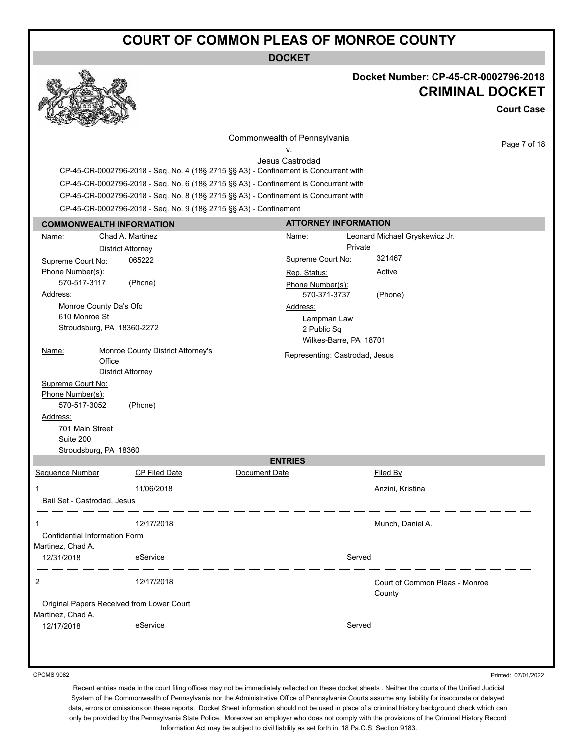# COURT OF COMMON PLEAS OF MONROE COUNTY

**DOCKET**

**Docket Number: CP-45-CR-0002796-2018**

## CRIMINAL DOCKET

**Court Case**

Commonwealth of Pennsylvania
v.
Jesus Castrodad

CP-45-CR-0002796-2018 - Seq. No. 4 (18§ 2715 §§ A3) - Confinement is Concurrent with

CP-45-CR-0002796-2018 - Seq. No. 6 (18§ 2715 §§ A3) - Confinement is Concurrent with

CP-45-CR-0002796-2018 - Seq. No. 8 (18§ 2715 §§ A3) - Confinement is Concurrent with

CP-45-CR-0002796-2018 - Seq. No. 9 (18§ 2715 §§ A3) - Confinement

### COMMONWEALTH INFORMATION

**Name:** Chad A. Martinez
District Attorney
**Supreme Court No:** 065222
**Phone Number(s):**
570-517-3117 (Phone)
**Address:**
Monroe County Da's Ofc
610 Monroe St
Stroudsburg, PA 18360-2272

**Name:** Monroe County District Attorney's Office
District Attorney
**Supreme Court No:**
**Phone Number(s):**
570-517-3052 (Phone)
**Address:**
701 Main Street
Suite 200
Stroudsburg, PA 18360

### ATTORNEY INFORMATION

**Name:** Leonard Michael Gryskewicz Jr.
Private
**Supreme Court No:** 321467
**Rep. Status:** Active
**Phone Number(s):**
570-371-3737 (Phone)
**Address:**
Lampman Law
2 Public Sq
Wilkes-Barre, PA 18701

Representing: Castrodad, Jesus

### ENTRIES

| Sequence Number | CP Filed Date | Document Date | Filed By |
|---|---|---|---|
| 1 | 11/06/2018 | | Anzini, Kristina |
| Bail Set - Castrodad, Jesus | | | |
| 1 | 12/17/2018 | | Munch, Daniel A. |
| Confidential Information Form | | | |
| Martinez, Chad A. | | | |
| 12/31/2018 | eService | Served | |
| 2 | 12/17/2018 | | Court of Common Pleas - Monroe County |
| Original Papers Received from Lower Court | | | |
| Martinez, Chad A. | | | |
| 12/17/2018 | eService | Served | |

CPCMS 9082

Printed: 07/01/2022

Recent entries made in the court filing offices may not be immediately reflected on these docket sheets . Neither the courts of the Unified Judicial System of the Commonwealth of Pennsylvania nor the Administrative Office of Pennsylvania Courts assume any liability for inaccurate or delayed data, errors or omissions on these reports. Docket Sheet information should not be used in place of a criminal history background check which can only be provided by the Pennsylvania State Police. Moreover an employer who does not comply with the provisions of the Criminal History Record Information Act may be subject to civil liability as set forth in 18 Pa.C.S. Section 9183.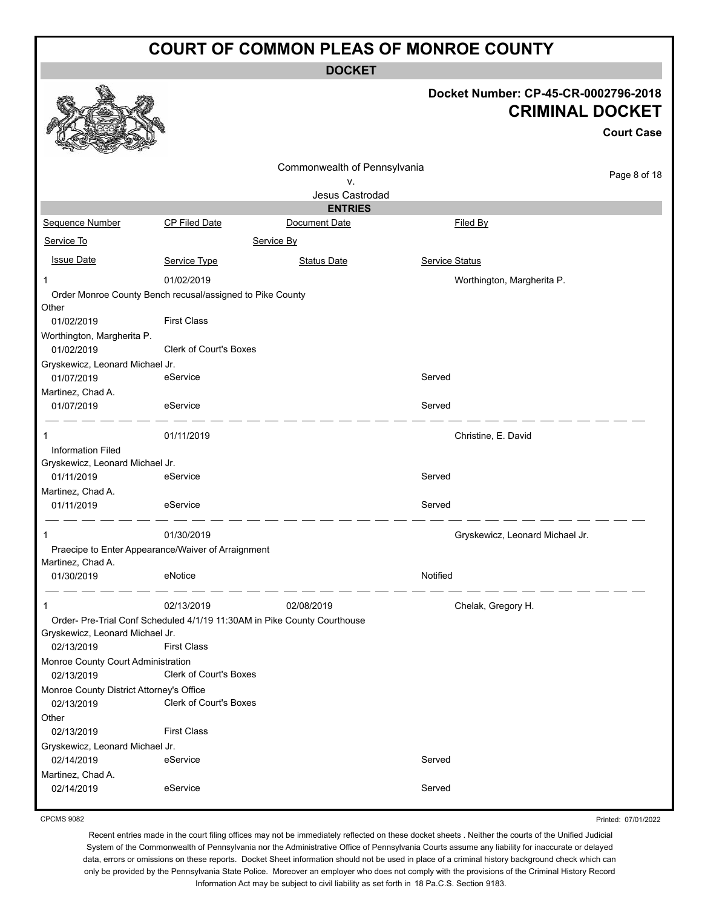# COURT OF COMMON PLEAS OF MONROE COUNTY

**DOCKET**

**Docket Number: CP-45-CR-0002796-2018**

**CRIMINAL DOCKET**

**Court Case**

Commonwealth of Pennsylvania
v.
Jesus Castrodad

**ENTRIES**

| Sequence Number | CP Filed Date | Document Date | Filed By |
|---|---|---|---|
| Service To | | Service By | |
| Issue Date | Service Type | Status Date | Service Status |

---

**1** — 01/02/2019 — Filed By: Worthington, Margherita P.

Order Monroe County Bench recusal/assigned to Pike County

| Service To | Issue Date | Service Type | Status Date | Service Status |
|---|---|---|---|---|
| Other | 01/02/2019 | First Class | | |
| Worthington, Margherita P. | 01/02/2019 | Clerk of Court's Boxes | | |
| Gryskewicz, Leonard Michael Jr. | 01/07/2019 | eService | | Served |
| Martinez, Chad A. | 01/07/2019 | eService | | Served |

---

**1** — 01/11/2019 — Filed By: Christine, E. David

Information Filed

| Service To | Issue Date | Service Type | Status Date | Service Status |
|---|---|---|---|---|
| Gryskewicz, Leonard Michael Jr. | 01/11/2019 | eService | | Served |
| Martinez, Chad A. | 01/11/2019 | eService | | Served |

---

**1** — 01/30/2019 — Filed By: Gryskewicz, Leonard Michael Jr.

Praecipe to Enter Appearance/Waiver of Arraignment

| Service To | Issue Date | Service Type | Status Date | Service Status |
|---|---|---|---|---|
| Martinez, Chad A. | 01/30/2019 | eNotice | | Notified |

---

**1** — 02/13/2019 — Document Date: 02/08/2019 — Filed By: Chelak, Gregory H.

Order- Pre-Trial Conf Scheduled 4/1/19 11:30AM in Pike County Courthouse

| Service To | Issue Date | Service Type | Status Date | Service Status |
|---|---|---|---|---|
| Gryskewicz, Leonard Michael Jr. | 02/13/2019 | First Class | | |
| Monroe County Court Administration | 02/13/2019 | Clerk of Court's Boxes | | |
| Monroe County District Attorney's Office | 02/13/2019 | Clerk of Court's Boxes | | |
| Other | 02/13/2019 | First Class | | |
| Gryskewicz, Leonard Michael Jr. | 02/14/2019 | eService | | Served |
| Martinez, Chad A. | 02/14/2019 | eService | | Served |

CPCMS 9082

Printed: 07/01/2022

Recent entries made in the court filing offices may not be immediately reflected on these docket sheets . Neither the courts of the Unified Judicial System of the Commonwealth of Pennsylvania nor the Administrative Office of Pennsylvania Courts assume any liability for inaccurate or delayed data, errors or omissions on these reports. Docket Sheet information should not be used in place of a criminal history background check which can only be provided by the Pennsylvania State Police. Moreover an employer who does not comply with the provisions of the Criminal History Record Information Act may be subject to civil liability as set forth in 18 Pa.C.S. Section 9183.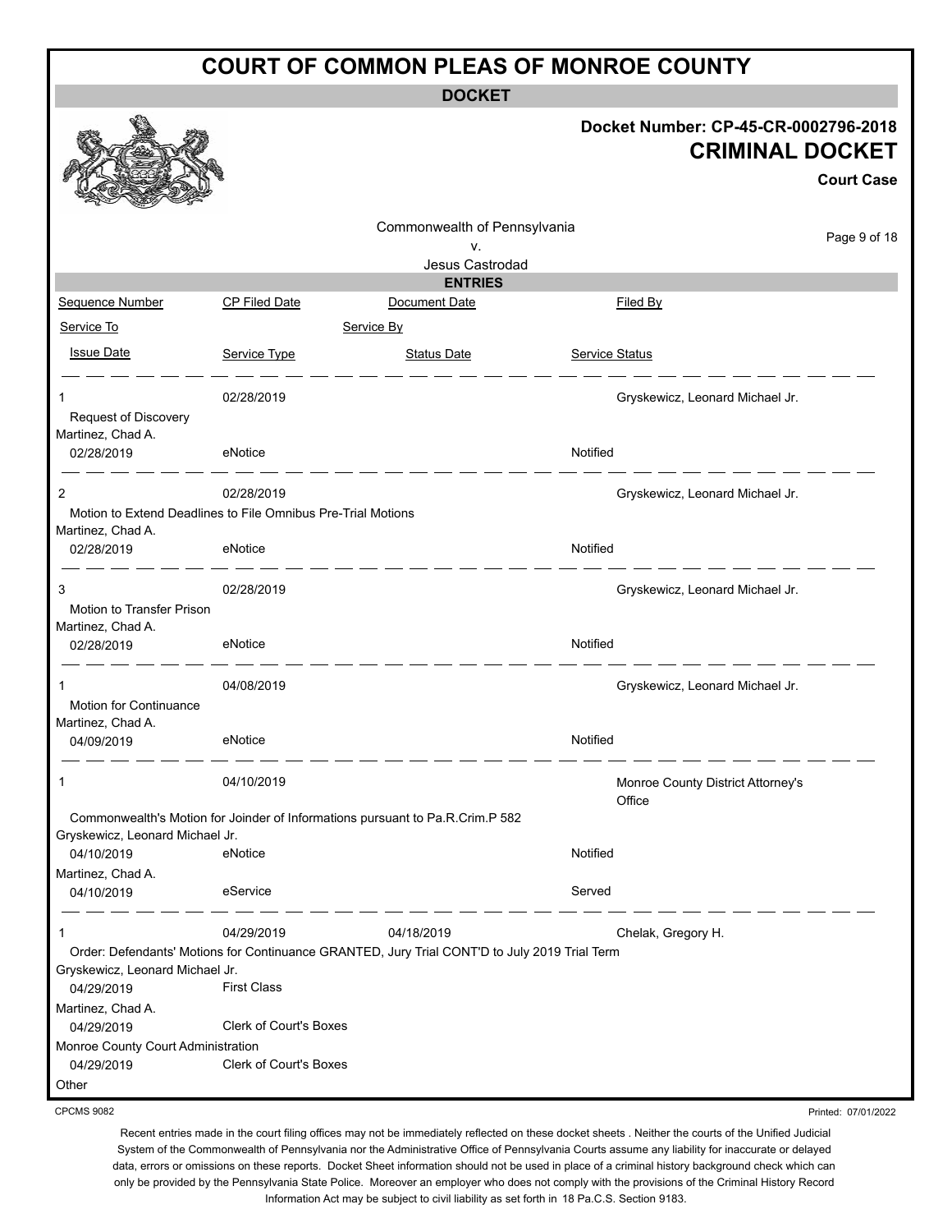# COURT OF COMMON PLEAS OF MONROE COUNTY

**DOCKET**

**Docket Number: CP-45-CR-0002796-2018**

**CRIMINAL DOCKET**

**Court Case**

Commonwealth of Pennsylvania
v.
Jesus Castrodad

**ENTRIES**

| Sequence Number | CP Filed Date | Document Date | Filed By |
|---|---|---|---|
| Service To | | Service By | |
| Issue Date | Service Type | Status Date | Service Status |

---

| Sequence Number | CP Filed Date | Document Date | Filed By |
|---|---|---|---|
| 1 | 02/28/2019 | | Gryskewicz, Leonard Michael Jr. |
| Request of Discovery | | | |
| Martinez, Chad A. | | | |
| 02/28/2019 | eNotice | | Notified |

---

| Sequence Number | CP Filed Date | Document Date | Filed By |
|---|---|---|---|
| 2 | 02/28/2019 | | Gryskewicz, Leonard Michael Jr. |
| Motion to Extend Deadlines to File Omnibus Pre-Trial Motions | | | |
| Martinez, Chad A. | | | |
| 02/28/2019 | eNotice | | Notified |

---

| Sequence Number | CP Filed Date | Document Date | Filed By |
|---|---|---|---|
| 3 | 02/28/2019 | | Gryskewicz, Leonard Michael Jr. |
| Motion to Transfer Prison | | | |
| Martinez, Chad A. | | | |
| 02/28/2019 | eNotice | | Notified |

---

| Sequence Number | CP Filed Date | Document Date | Filed By |
|---|---|---|---|
| 1 | 04/08/2019 | | Gryskewicz, Leonard Michael Jr. |
| Motion for Continuance | | | |
| Martinez, Chad A. | | | |
| 04/09/2019 | eNotice | | Notified |

---

| Sequence Number | CP Filed Date | Document Date | Filed By |
|---|---|---|---|
| 1 | 04/10/2019 | | Monroe County District Attorney's Office |
| Commonwealth's Motion for Joinder of Informations pursuant to Pa.R.Crim.P 582 | | | |
| Gryskewicz, Leonard Michael Jr. | | | |
| 04/10/2019 | eNotice | | Notified |
| Martinez, Chad A. | | | |
| 04/10/2019 | eService | | Served |

---

| Sequence Number | CP Filed Date | Document Date | Filed By |
|---|---|---|---|
| 1 | 04/29/2019 | 04/18/2019 | Chelak, Gregory H. |
| Order: Defendants' Motions for Continuance GRANTED, Jury Trial CONT'D to July 2019 Trial Term | | | |
| Gryskewicz, Leonard Michael Jr. | | | |
| 04/29/2019 | First Class | | |
| Martinez, Chad A. | | | |
| 04/29/2019 | Clerk of Court's Boxes | | |
| Monroe County Court Administration | | | |
| 04/29/2019 | Clerk of Court's Boxes | | |
| Other | | | |

CPCMS 9082

Printed: 07/01/2022

Recent entries made in the court filing offices may not be immediately reflected on these docket sheets . Neither the courts of the Unified Judicial System of the Commonwealth of Pennsylvania nor the Administrative Office of Pennsylvania Courts assume any liability for inaccurate or delayed data, errors or omissions on these reports. Docket Sheet information should not be used in place of a criminal history background check which can only be provided by the Pennsylvania State Police. Moreover an employer who does not comply with the provisions of the Criminal History Record Information Act may be subject to civil liability as set forth in 18 Pa.C.S. Section 9183.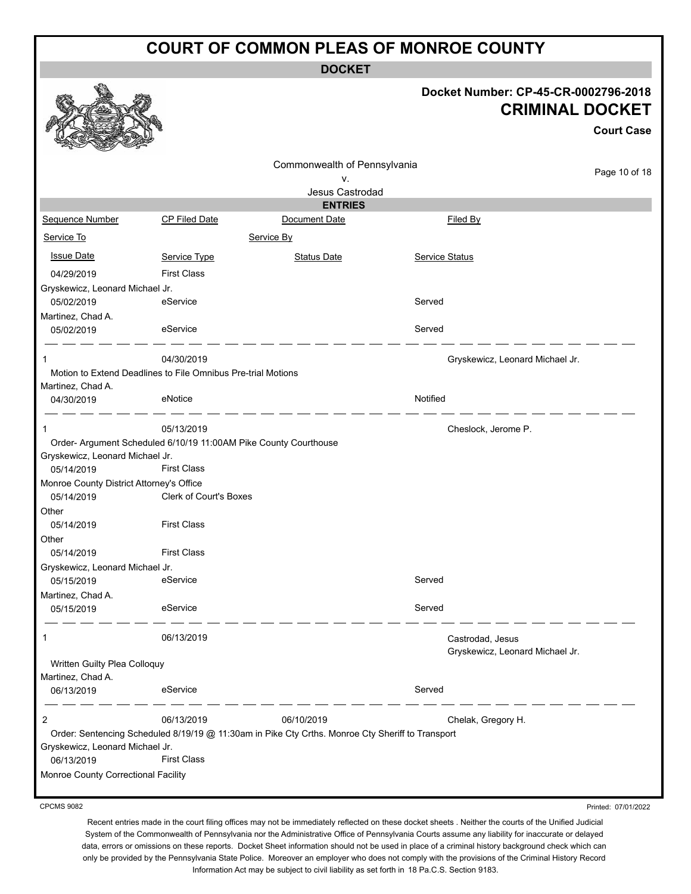# COURT OF COMMON PLEAS OF MONROE COUNTY

**DOCKET**

**Docket Number: CP-45-CR-0002796-2018**
**CRIMINAL DOCKET**
**Court Case**

Commonwealth of Pennsylvania
v.
Jesus Castrodad

**ENTRIES**

| Sequence Number | CP Filed Date | Document Date | Filed By |
|---|---|---|---|
| Service To | | Service By | |
| Issue Date | Service Type | Status Date | Service Status |
| 04/29/2019 | First Class | | |
| Gryskewicz, Leonard Michael Jr. | | | |
| 05/02/2019 | eService | | Served |
| Martinez, Chad A. | | | |
| 05/02/2019 | eService | | Served |
| 1 | 04/30/2019 | | Gryskewicz, Leonard Michael Jr. |
| Motion to Extend Deadlines to File Omnibus Pre-trial Motions | | | |
| Martinez, Chad A. | | | |
| 04/30/2019 | eNotice | | Notified |
| 1 | 05/13/2019 | | Cheslock, Jerome P. |
| Order- Argument Scheduled 6/10/19 11:00AM Pike County Courthouse | | | |
| Gryskewicz, Leonard Michael Jr. | | | |
| 05/14/2019 | First Class | | |
| Monroe County District Attorney's Office | | | |
| 05/14/2019 | Clerk of Court's Boxes | | |
| Other | | | |
| 05/14/2019 | First Class | | |
| Other | | | |
| 05/14/2019 | First Class | | |
| Gryskewicz, Leonard Michael Jr. | | | |
| 05/15/2019 | eService | | Served |
| Martinez, Chad A. | | | |
| 05/15/2019 | eService | | Served |
| 1 | 06/13/2019 | | Castrodad, Jesus<br>Gryskewicz, Leonard Michael Jr. |
| Written Guilty Plea Colloquy | | | |
| Martinez, Chad A. | | | |
| 06/13/2019 | eService | | Served |
| 2 | 06/13/2019 | 06/10/2019 | Chelak, Gregory H. |
| Order: Sentencing Scheduled 8/19/19 @ 11:30am in Pike Cty Crths. Monroe Cty Sheriff to Transport | | | |
| Gryskewicz, Leonard Michael Jr. | | | |
| 06/13/2019 | First Class | | |
| Monroe County Correctional Facility | | | |

CPCMS 9082

Printed: 07/01/2022

Recent entries made in the court filing offices may not be immediately reflected on these docket sheets . Neither the courts of the Unified Judicial System of the Commonwealth of Pennsylvania nor the Administrative Office of Pennsylvania Courts assume any liability for inaccurate or delayed data, errors or omissions on these reports. Docket Sheet information should not be used in place of a criminal history background check which can only be provided by the Pennsylvania State Police. Moreover an employer who does not comply with the provisions of the Criminal History Record Information Act may be subject to civil liability as set forth in 18 Pa.C.S. Section 9183.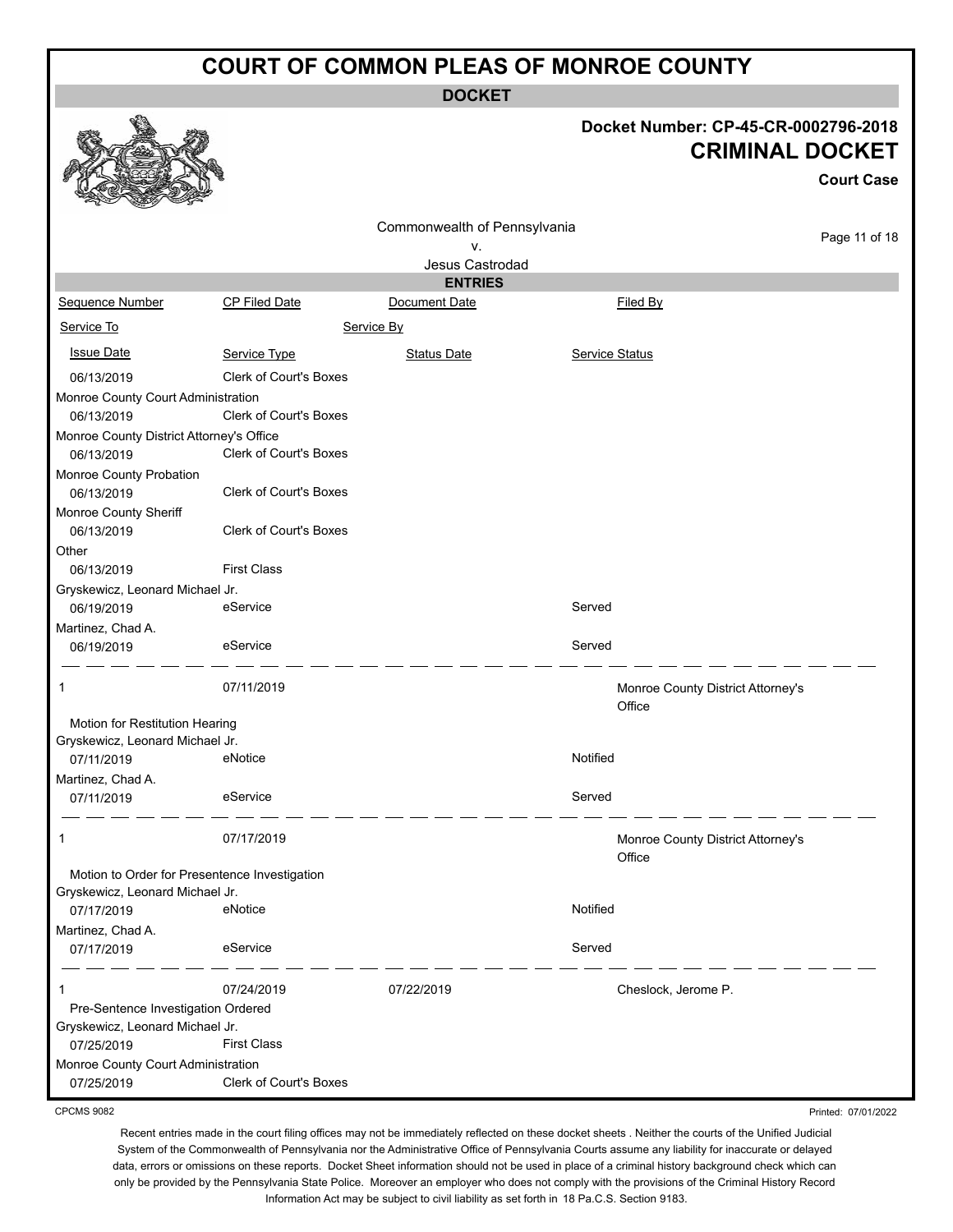# COURT OF COMMON PLEAS OF MONROE COUNTY

**DOCKET**

**Docket Number: CP-45-CR-0002796-2018**

**CRIMINAL DOCKET**

**Court Case**

Commonwealth of Pennsylvania
v.
Jesus Castrodad

**ENTRIES**

| Sequence Number | CP Filed Date | Document Date | Filed By |
|---|---|---|---|
| Service To | | Service By | |
| Issue Date | Service Type | Status Date | Service Status |
| 06/13/2019 | Clerk of Court's Boxes | | |
| Monroe County Court Administration | | | |
| 06/13/2019 | Clerk of Court's Boxes | | |
| Monroe County District Attorney's Office | | | |
| 06/13/2019 | Clerk of Court's Boxes | | |
| Monroe County Probation | | | |
| 06/13/2019 | Clerk of Court's Boxes | | |
| Monroe County Sheriff | | | |
| 06/13/2019 | Clerk of Court's Boxes | | |
| Other | | | |
| 06/13/2019 | First Class | | |
| Gryskewicz, Leonard Michael Jr. | | | |
| 06/19/2019 | eService | | Served |
| Martinez, Chad A. | | | |
| 06/19/2019 | eService | | Served |
| 1 | 07/11/2019 | | Monroe County District Attorney's Office |
| Motion for Restitution Hearing | | | |
| Gryskewicz, Leonard Michael Jr. | | | |
| 07/11/2019 | eNotice | | Notified |
| Martinez, Chad A. | | | |
| 07/11/2019 | eService | | Served |
| 1 | 07/17/2019 | | Monroe County District Attorney's Office |
| Motion to Order for Presentence Investigation | | | |
| Gryskewicz, Leonard Michael Jr. | | | |
| 07/17/2019 | eNotice | | Notified |
| Martinez, Chad A. | | | |
| 07/17/2019 | eService | | Served |
| 1 | 07/24/2019 | 07/22/2019 | Cheslock, Jerome P. |
| Pre-Sentence Investigation Ordered | | | |
| Gryskewicz, Leonard Michael Jr. | | | |
| 07/25/2019 | First Class | | |
| Monroe County Court Administration | | | |
| 07/25/2019 | Clerk of Court's Boxes | | |

CPCMS 9082 Printed: 07/01/2022

Recent entries made in the court filing offices may not be immediately reflected on these docket sheets . Neither the courts of the Unified Judicial System of the Commonwealth of Pennsylvania nor the Administrative Office of Pennsylvania Courts assume any liability for inaccurate or delayed data, errors or omissions on these reports. Docket Sheet information should not be used in place of a criminal history background check which can only be provided by the Pennsylvania State Police. Moreover an employer who does not comply with the provisions of the Criminal History Record Information Act may be subject to civil liability as set forth in 18 Pa.C.S. Section 9183.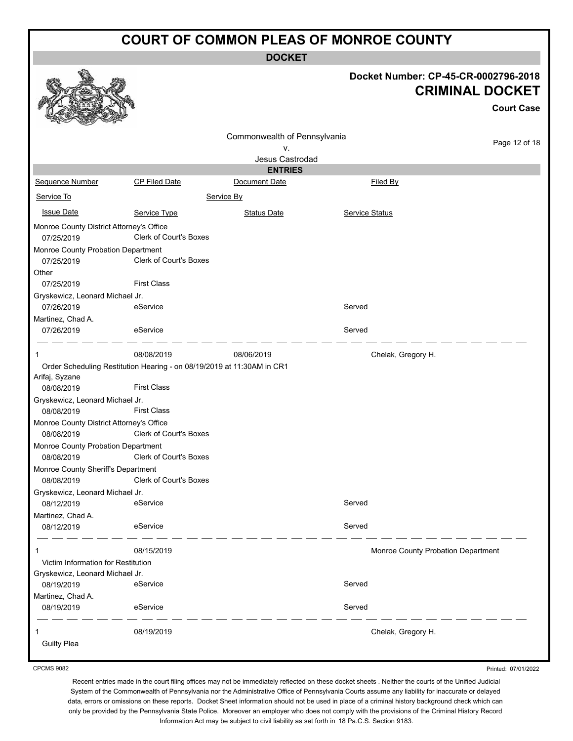# COURT OF COMMON PLEAS OF MONROE COUNTY

**DOCKET**

**Docket Number: CP-45-CR-0002796-2018**

**CRIMINAL DOCKET**

**Court Case**

Commonwealth of Pennsylvania
v.
Jesus Castrodad

**ENTRIES**

| Sequence Number | CP Filed Date | Document Date | Filed By |
|---|---|---|---|
| Service To | | Service By | |
| Issue Date | Service Type | Status Date | Service Status |
| Monroe County District Attorney's Office | | | |
| 07/25/2019 | Clerk of Court's Boxes | | |
| Monroe County Probation Department | | | |
| 07/25/2019 | Clerk of Court's Boxes | | |
| Other | | | |
| 07/25/2019 | First Class | | |
| Gryskewicz, Leonard Michael Jr. | | | |
| 07/26/2019 | eService | | Served |
| Martinez, Chad A. | | | |
| 07/26/2019 | eService | | Served |
| 1 | 08/08/2019 | 08/06/2019 | Chelak, Gregory H. |
| Order Scheduling Restitution Hearing - on 08/19/2019 at 11:30AM in CR1 | | | |
| Arifaj, Syzane | | | |
| 08/08/2019 | First Class | | |
| Gryskewicz, Leonard Michael Jr. | | | |
| 08/08/2019 | First Class | | |
| Monroe County District Attorney's Office | | | |
| 08/08/2019 | Clerk of Court's Boxes | | |
| Monroe County Probation Department | | | |
| 08/08/2019 | Clerk of Court's Boxes | | |
| Monroe County Sheriff's Department | | | |
| 08/08/2019 | Clerk of Court's Boxes | | |
| Gryskewicz, Leonard Michael Jr. | | | |
| 08/12/2019 | eService | | Served |
| Martinez, Chad A. | | | |
| 08/12/2019 | eService | | Served |
| 1 | 08/15/2019 | | Monroe County Probation Department |
| Victim Information for Restitution | | | |
| Gryskewicz, Leonard Michael Jr. | | | |
| 08/19/2019 | eService | | Served |
| Martinez, Chad A. | | | |
| 08/19/2019 | eService | | Served |
| 1 | 08/19/2019 | | Chelak, Gregory H. |
| Guilty Plea | | | |

CPCMS 9082

Printed: 07/01/2022

Recent entries made in the court filing offices may not be immediately reflected on these docket sheets . Neither the courts of the Unified Judicial System of the Commonwealth of Pennsylvania nor the Administrative Office of Pennsylvania Courts assume any liability for inaccurate or delayed data, errors or omissions on these reports. Docket Sheet information should not be used in place of a criminal history background check which can only be provided by the Pennsylvania State Police. Moreover an employer who does not comply with the provisions of the Criminal History Record Information Act may be subject to civil liability as set forth in 18 Pa.C.S. Section 9183.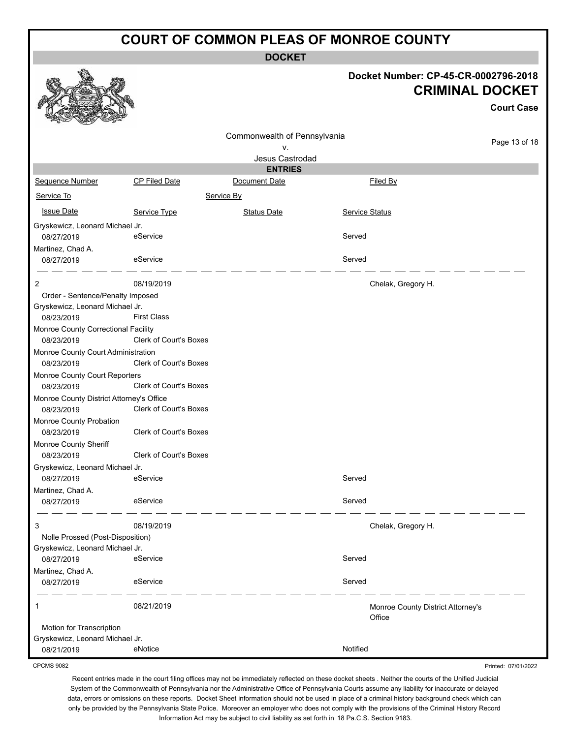# COURT OF COMMON PLEAS OF MONROE COUNTY

## DOCKET

**Docket Number: CP-45-CR-0002796-2018**

## CRIMINAL DOCKET

**Court Case**

Commonwealth of Pennsylvania
v.
Jesus Castrodad

### ENTRIES

| Sequence Number | CP Filed Date | Document Date | Filed By |
|---|---|---|---|
| Service To | | Service By | |
| Issue Date | Service Type | Status Date | Service Status |

| | | | |
|---|---|---|---|
| Gryskewicz, Leonard Michael Jr. | | | |
| 08/27/2019 | eService | | Served |
| Martinez, Chad A. | | | |
| 08/27/2019 | eService | | Served |

| | | | |
|---|---|---|---|
| 2 | 08/19/2019 | | Chelak, Gregory H. |
| Order - Sentence/Penalty Imposed | | | |
| Gryskewicz, Leonard Michael Jr. | | | |
| 08/23/2019 | First Class | | |
| Monroe County Correctional Facility | | | |
| 08/23/2019 | Clerk of Court's Boxes | | |
| Monroe County Court Administration | | | |
| 08/23/2019 | Clerk of Court's Boxes | | |
| Monroe County Court Reporters | | | |
| 08/23/2019 | Clerk of Court's Boxes | | |
| Monroe County District Attorney's Office | | | |
| 08/23/2019 | Clerk of Court's Boxes | | |
| Monroe County Probation | | | |
| 08/23/2019 | Clerk of Court's Boxes | | |
| Monroe County Sheriff | | | |
| 08/23/2019 | Clerk of Court's Boxes | | |
| Gryskewicz, Leonard Michael Jr. | | | |
| 08/27/2019 | eService | | Served |
| Martinez, Chad A. | | | |
| 08/27/2019 | eService | | Served |

| | | | |
|---|---|---|---|
| 3 | 08/19/2019 | | Chelak, Gregory H. |
| Nolle Prossed (Post-Disposition) | | | |
| Gryskewicz, Leonard Michael Jr. | | | |
| 08/27/2019 | eService | | Served |
| Martinez, Chad A. | | | |
| 08/27/2019 | eService | | Served |

| | | | |
|---|---|---|---|
| 1 | 08/21/2019 | | Monroe County District Attorney's Office |
| Motion for Transcription | | | |
| Gryskewicz, Leonard Michael Jr. | | | |
| 08/21/2019 | eNotice | | Notified |

CPCMS 9082

Printed: 07/01/2022

Recent entries made in the court filing offices may not be immediately reflected on these docket sheets . Neither the courts of the Unified Judicial System of the Commonwealth of Pennsylvania nor the Administrative Office of Pennsylvania Courts assume any liability for inaccurate or delayed data, errors or omissions on these reports. Docket Sheet information should not be used in place of a criminal history background check which can only be provided by the Pennsylvania State Police. Moreover an employer who does not comply with the provisions of the Criminal History Record Information Act may be subject to civil liability as set forth in 18 Pa.C.S. Section 9183.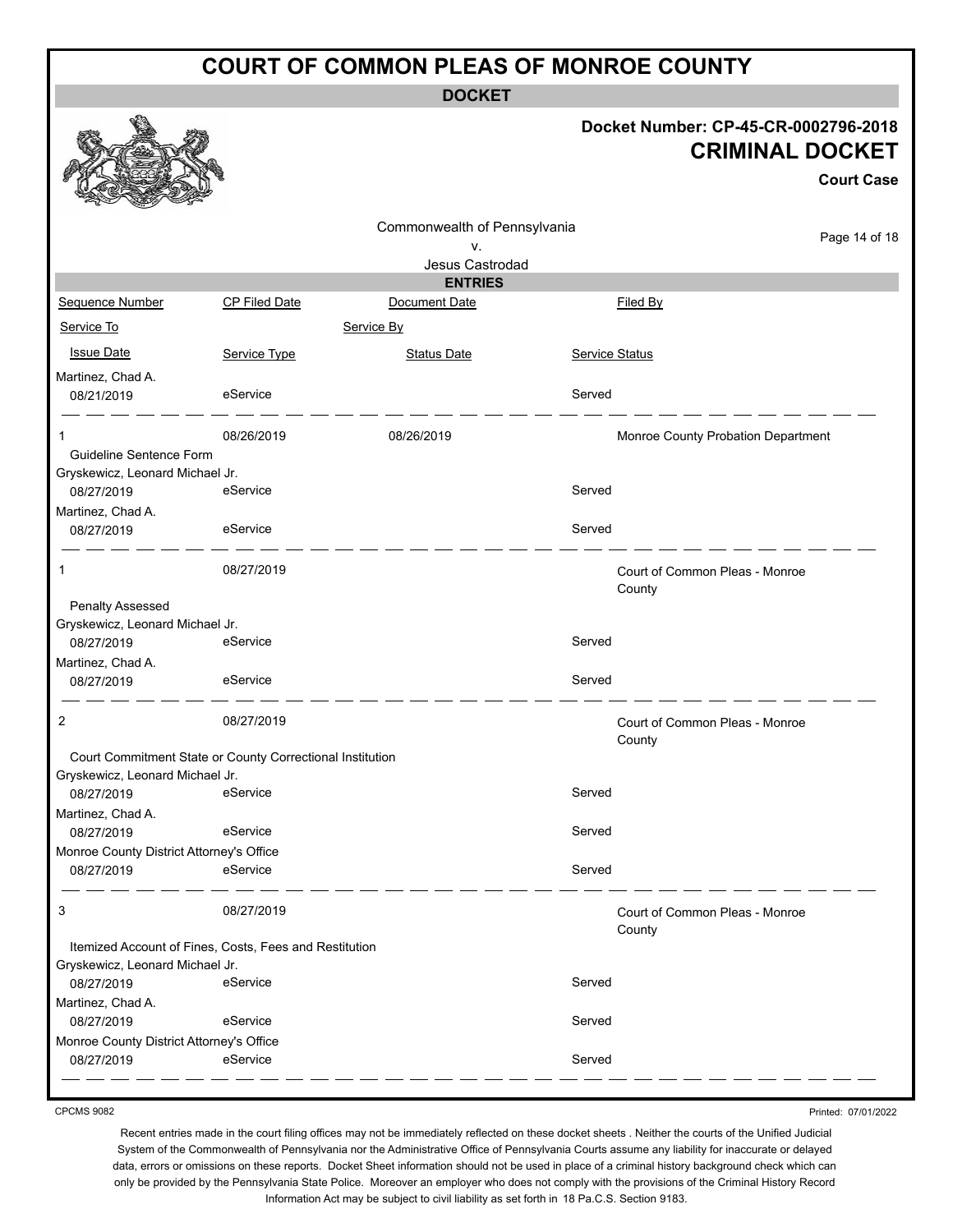# COURT OF COMMON PLEAS OF MONROE COUNTY

**DOCKET**

**Docket Number: CP-45-CR-0002796-2018**

**CRIMINAL DOCKET**

**Court Case**

Commonwealth of Pennsylvania
v.
Jesus Castrodad

**ENTRIES**

| Sequence Number | CP Filed Date | Document Date | Filed By |
|---|---|---|---|
| Service To | | Service By | |
| Issue Date | Service Type | Status Date | Service Status |
| Martinez, Chad A. | | | |
| 08/21/2019 | eService | | Served |
| 1 | 08/26/2019 | 08/26/2019 | Monroe County Probation Department |
| Guideline Sentence Form | | | |
| Gryskewicz, Leonard Michael Jr. | | | |
| 08/27/2019 | eService | | Served |
| Martinez, Chad A. | | | |
| 08/27/2019 | eService | | Served |
| 1 | 08/27/2019 | | Court of Common Pleas - Monroe County |
| Penalty Assessed | | | |
| Gryskewicz, Leonard Michael Jr. | | | |
| 08/27/2019 | eService | | Served |
| Martinez, Chad A. | | | |
| 08/27/2019 | eService | | Served |
| 2 | 08/27/2019 | | Court of Common Pleas - Monroe County |
| Court Commitment State or County Correctional Institution | | | |
| Gryskewicz, Leonard Michael Jr. | | | |
| 08/27/2019 | eService | | Served |
| Martinez, Chad A. | | | |
| 08/27/2019 | eService | | Served |
| Monroe County District Attorney's Office | | | |
| 08/27/2019 | eService | | Served |
| 3 | 08/27/2019 | | Court of Common Pleas - Monroe County |
| Itemized Account of Fines, Costs, Fees and Restitution | | | |
| Gryskewicz, Leonard Michael Jr. | | | |
| 08/27/2019 | eService | | Served |
| Martinez, Chad A. | | | |
| 08/27/2019 | eService | | Served |
| Monroe County District Attorney's Office | | | |
| 08/27/2019 | eService | | Served |

CPCMS 9082

Printed: 07/01/2022

Recent entries made in the court filing offices may not be immediately reflected on these docket sheets . Neither the courts of the Unified Judicial System of the Commonwealth of Pennsylvania nor the Administrative Office of Pennsylvania Courts assume any liability for inaccurate or delayed data, errors or omissions on these reports. Docket Sheet information should not be used in place of a criminal history background check which can only be provided by the Pennsylvania State Police. Moreover an employer who does not comply with the provisions of the Criminal History Record Information Act may be subject to civil liability as set forth in 18 Pa.C.S. Section 9183.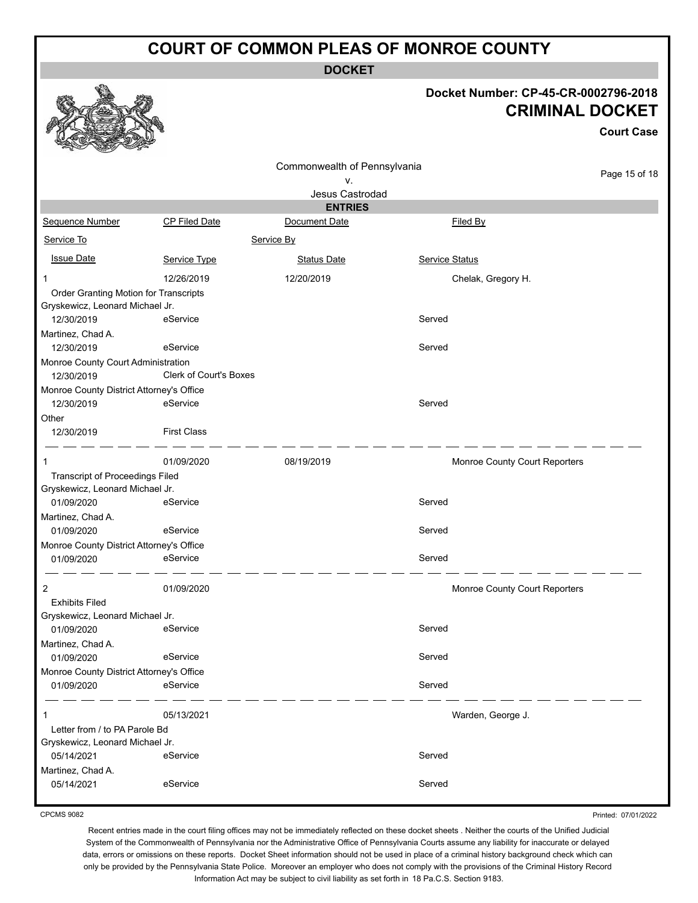# COURT OF COMMON PLEAS OF MONROE COUNTY

## DOCKET

**Docket Number: CP-45-CR-0002796-2018**

**CRIMINAL DOCKET**

**Court Case**

Commonwealth of Pennsylvania
v.
Jesus Castrodad

### ENTRIES

| Sequence Number | CP Filed Date | Document Date | | Filed By |
|---|---|---|---|---|
| Service To | | Service By | | |
| Issue Date | Service Type | Status Date | Service Status | |
| 1 | 12/26/2019 | 12/20/2019 | | Chelak, Gregory H. |
| Order Granting Motion for Transcripts | | | | |
| Gryskewicz, Leonard Michael Jr. | | | | |
| 12/30/2019 | eService | | Served | |
| Martinez, Chad A. | | | | |
| 12/30/2019 | eService | | Served | |
| Monroe County Court Administration | | | | |
| 12/30/2019 | Clerk of Court's Boxes | | | |
| Monroe County District Attorney's Office | | | | |
| 12/30/2019 | eService | | Served | |
| Other | | | | |
| 12/30/2019 | First Class | | | |
| 1 | 01/09/2020 | 08/19/2019 | | Monroe County Court Reporters |
| Transcript of Proceedings Filed | | | | |
| Gryskewicz, Leonard Michael Jr. | | | | |
| 01/09/2020 | eService | | Served | |
| Martinez, Chad A. | | | | |
| 01/09/2020 | eService | | Served | |
| Monroe County District Attorney's Office | | | | |
| 01/09/2020 | eService | | Served | |
| 2 | 01/09/2020 | | | Monroe County Court Reporters |
| Exhibits Filed | | | | |
| Gryskewicz, Leonard Michael Jr. | | | | |
| 01/09/2020 | eService | | Served | |
| Martinez, Chad A. | | | | |
| 01/09/2020 | eService | | Served | |
| Monroe County District Attorney's Office | | | | |
| 01/09/2020 | eService | | Served | |
| 1 | 05/13/2021 | | | Warden, George J. |
| Letter from / to PA Parole Bd | | | | |
| Gryskewicz, Leonard Michael Jr. | | | | |
| 05/14/2021 | eService | | Served | |
| Martinez, Chad A. | | | | |
| 05/14/2021 | eService | | Served | |

CPCMS 9082

Printed: 07/01/2022

Recent entries made in the court filing offices may not be immediately reflected on these docket sheets . Neither the courts of the Unified Judicial System of the Commonwealth of Pennsylvania nor the Administrative Office of Pennsylvania Courts assume any liability for inaccurate or delayed data, errors or omissions on these reports. Docket Sheet information should not be used in place of a criminal history background check which can only be provided by the Pennsylvania State Police. Moreover an employer who does not comply with the provisions of the Criminal History Record Information Act may be subject to civil liability as set forth in 18 Pa.C.S. Section 9183.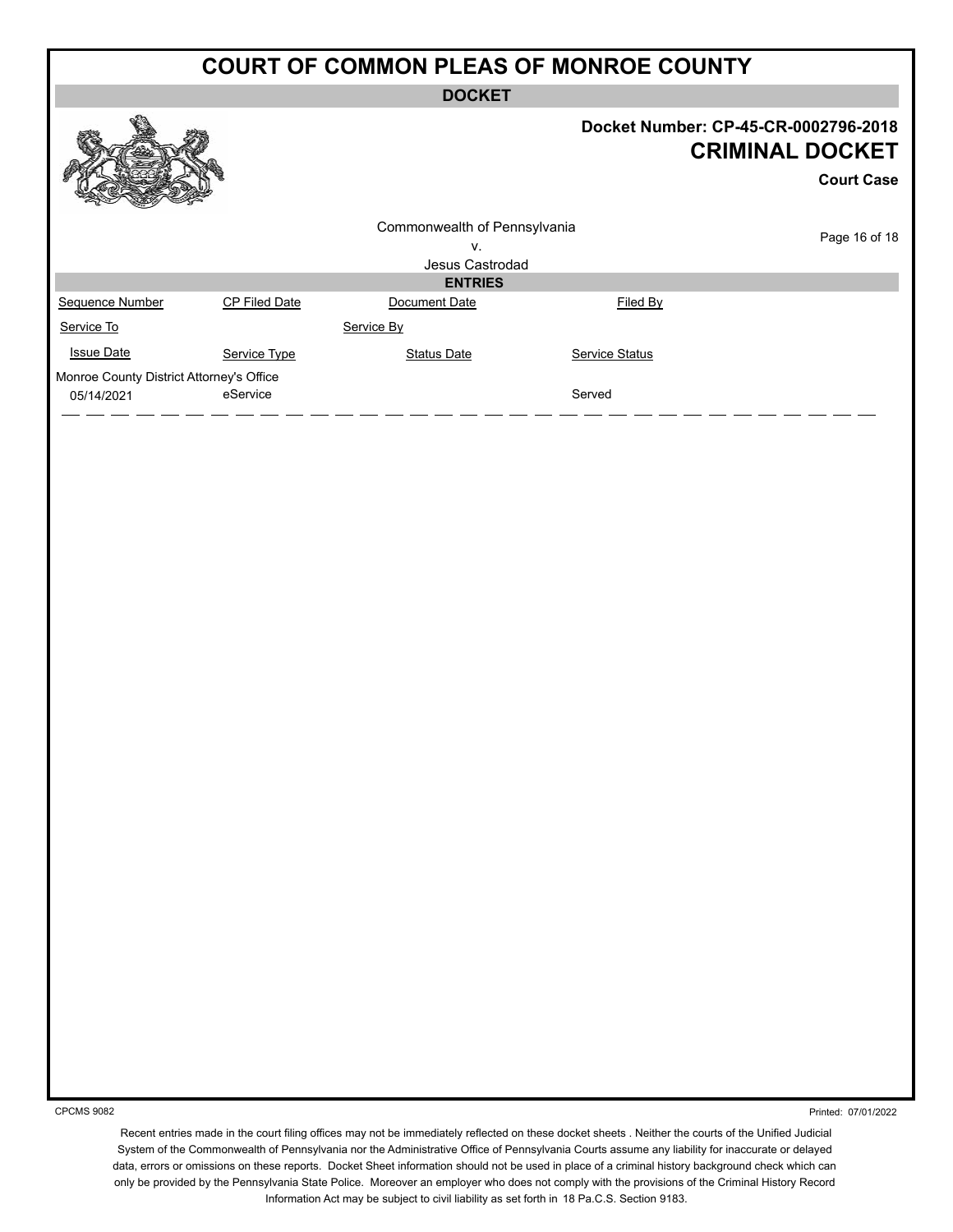# COURT OF COMMON PLEAS OF MONROE COUNTY

**DOCKET**

**Docket Number: CP-45-CR-0002796-2018**

## CRIMINAL DOCKET

**Court Case**

Commonwealth of Pennsylvania
v.
Jesus Castrodad

**ENTRIES**

| Sequence Number | CP Filed Date | Document Date | Filed By |
| --- | --- | --- | --- |
| Service To | | Service By | |
| Issue Date | Service Type | Status Date | Service Status |
| Monroe County District Attorney's Office | | | |
| 05/14/2021 | eService | | Served |

CPCMS 9082

Printed: 07/01/2022

Recent entries made in the court filing offices may not be immediately reflected on these docket sheets . Neither the courts of the Unified Judicial System of the Commonwealth of Pennsylvania nor the Administrative Office of Pennsylvania Courts assume any liability for inaccurate or delayed data, errors or omissions on these reports. Docket Sheet information should not be used in place of a criminal history background check which can only be provided by the Pennsylvania State Police. Moreover an employer who does not comply with the provisions of the Criminal History Record Information Act may be subject to civil liability as set forth in 18 Pa.C.S. Section 9183.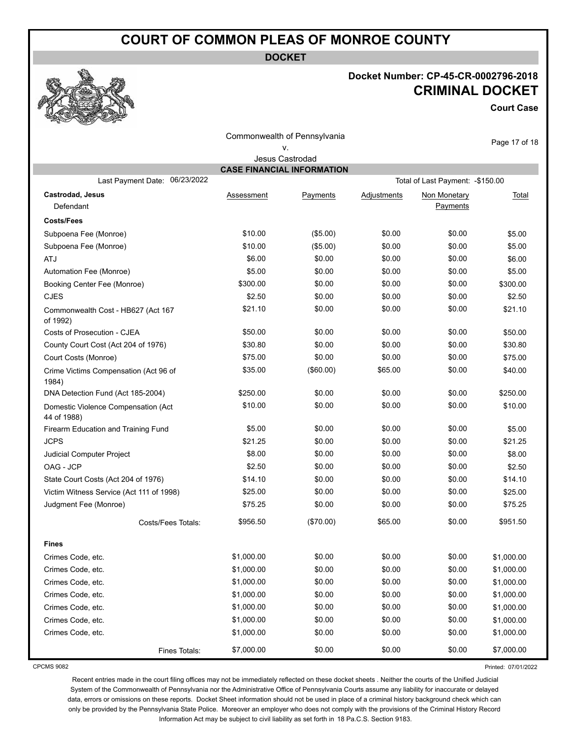# COURT OF COMMON PLEAS OF MONROE COUNTY

**DOCKET**

**Docket Number: CP-45-CR-0002796-2018**

**CRIMINAL DOCKET**

**Court Case**

Commonwealth of Pennsylvania
v.
Jesus Castrodad

## CASE FINANCIAL INFORMATION

Last Payment Date: 06/23/2022 | Total of Last Payment: -$150.00

| **Castrodad, Jesus** Defendant | Assessment | Payments | Adjustments | Non Monetary Payments | Total |
|---|---|---|---|---|---|
| **Costs/Fees** | | | | | |
| Subpoena Fee (Monroe) | $10.00 | ($5.00) | $0.00 | $0.00 | $5.00 |
| Subpoena Fee (Monroe) | $10.00 | ($5.00) | $0.00 | $0.00 | $5.00 |
| ATJ | $6.00 | $0.00 | $0.00 | $0.00 | $6.00 |
| Automation Fee (Monroe) | $5.00 | $0.00 | $0.00 | $0.00 | $5.00 |
| Booking Center Fee (Monroe) | $300.00 | $0.00 | $0.00 | $0.00 | $300.00 |
| CJES | $2.50 | $0.00 | $0.00 | $0.00 | $2.50 |
| Commonwealth Cost - HB627 (Act 167 of 1992) | $21.10 | $0.00 | $0.00 | $0.00 | $21.10 |
| Costs of Prosecution - CJEA | $50.00 | $0.00 | $0.00 | $0.00 | $50.00 |
| County Court Cost (Act 204 of 1976) | $30.80 | $0.00 | $0.00 | $0.00 | $30.80 |
| Court Costs (Monroe) | $75.00 | $0.00 | $0.00 | $0.00 | $75.00 |
| Crime Victims Compensation (Act 96 of 1984) | $35.00 | ($60.00) | $65.00 | $0.00 | $40.00 |
| DNA Detection Fund (Act 185-2004) | $250.00 | $0.00 | $0.00 | $0.00 | $250.00 |
| Domestic Violence Compensation (Act 44 of 1988) | $10.00 | $0.00 | $0.00 | $0.00 | $10.00 |
| Firearm Education and Training Fund | $5.00 | $0.00 | $0.00 | $0.00 | $5.00 |
| JCPS | $21.25 | $0.00 | $0.00 | $0.00 | $21.25 |
| Judicial Computer Project | $8.00 | $0.00 | $0.00 | $0.00 | $8.00 |
| OAG - JCP | $2.50 | $0.00 | $0.00 | $0.00 | $2.50 |
| State Court Costs (Act 204 of 1976) | $14.10 | $0.00 | $0.00 | $0.00 | $14.10 |
| Victim Witness Service (Act 111 of 1998) | $25.00 | $0.00 | $0.00 | $0.00 | $25.00 |
| Judgment Fee (Monroe) | $75.25 | $0.00 | $0.00 | $0.00 | $75.25 |
| Costs/Fees Totals: | $956.50 | ($70.00) | $65.00 | $0.00 | $951.50 |
| **Fines** | | | | | |
| Crimes Code, etc. | $1,000.00 | $0.00 | $0.00 | $0.00 | $1,000.00 |
| Crimes Code, etc. | $1,000.00 | $0.00 | $0.00 | $0.00 | $1,000.00 |
| Crimes Code, etc. | $1,000.00 | $0.00 | $0.00 | $0.00 | $1,000.00 |
| Crimes Code, etc. | $1,000.00 | $0.00 | $0.00 | $0.00 | $1,000.00 |
| Crimes Code, etc. | $1,000.00 | $0.00 | $0.00 | $0.00 | $1,000.00 |
| Crimes Code, etc. | $1,000.00 | $0.00 | $0.00 | $0.00 | $1,000.00 |
| Crimes Code, etc. | $1,000.00 | $0.00 | $0.00 | $0.00 | $1,000.00 |
| Fines Totals: | $7,000.00 | $0.00 | $0.00 | $0.00 | $7,000.00 |

CPCMS 9082

Printed: 07/01/2022

Recent entries made in the court filing offices may not be immediately reflected on these docket sheets . Neither the courts of the Unified Judicial System of the Commonwealth of Pennsylvania nor the Administrative Office of Pennsylvania Courts assume any liability for inaccurate or delayed data, errors or omissions on these reports. Docket Sheet information should not be used in place of a criminal history background check which can only be provided by the Pennsylvania State Police. Moreover an employer who does not comply with the provisions of the Criminal History Record Information Act may be subject to civil liability as set forth in 18 Pa.C.S. Section 9183.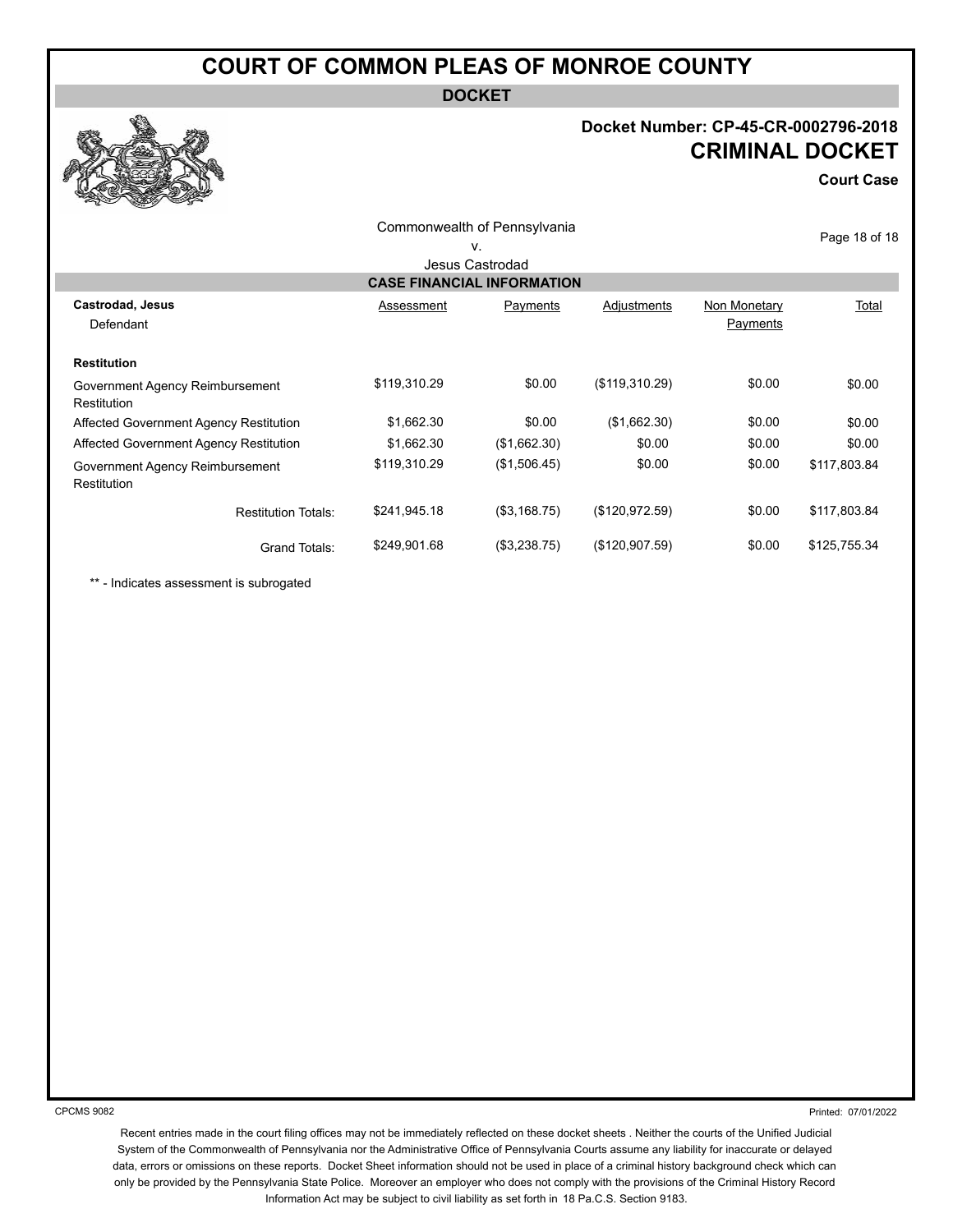# COURT OF COMMON PLEAS OF MONROE COUNTY

**DOCKET**

**Docket Number: CP-45-CR-0002796-2018**

## CRIMINAL DOCKET

**Court Case**

Commonwealth of Pennsylvania
v.
Jesus Castrodad

### CASE FINANCIAL INFORMATION

| **Castrodad, Jesus** Defendant | Assessment | Payments | Adjustments | Non Monetary Payments | Total |
|---|---|---|---|---|---|
| **Restitution** | | | | | |
| Government Agency Reimbursement Restitution | $119,310.29 | $0.00 | ($119,310.29) | $0.00 | $0.00 |
| Affected Government Agency Restitution | $1,662.30 | $0.00 | ($1,662.30) | $0.00 | $0.00 |
| Affected Government Agency Restitution | $1,662.30 | ($1,662.30) | $0.00 | $0.00 | $0.00 |
| Government Agency Reimbursement Restitution | $119,310.29 | ($1,506.45) | $0.00 | $0.00 | $117,803.84 |
| Restitution Totals: | $241,945.18 | ($3,168.75) | ($120,972.59) | $0.00 | $117,803.84 |
| Grand Totals: | $249,901.68 | ($3,238.75) | ($120,907.59) | $0.00 | $125,755.34 |

** - Indicates assessment is subrogated

CPCMS 9082

Printed: 07/01/2022

Recent entries made in the court filing offices may not be immediately reflected on these docket sheets . Neither the courts of the Unified Judicial System of the Commonwealth of Pennsylvania nor the Administrative Office of Pennsylvania Courts assume any liability for inaccurate or delayed data, errors or omissions on these reports. Docket Sheet information should not be used in place of a criminal history background check which can only be provided by the Pennsylvania State Police. Moreover an employer who does not comply with the provisions of the Criminal History Record Information Act may be subject to civil liability as set forth in 18 Pa.C.S. Section 9183.